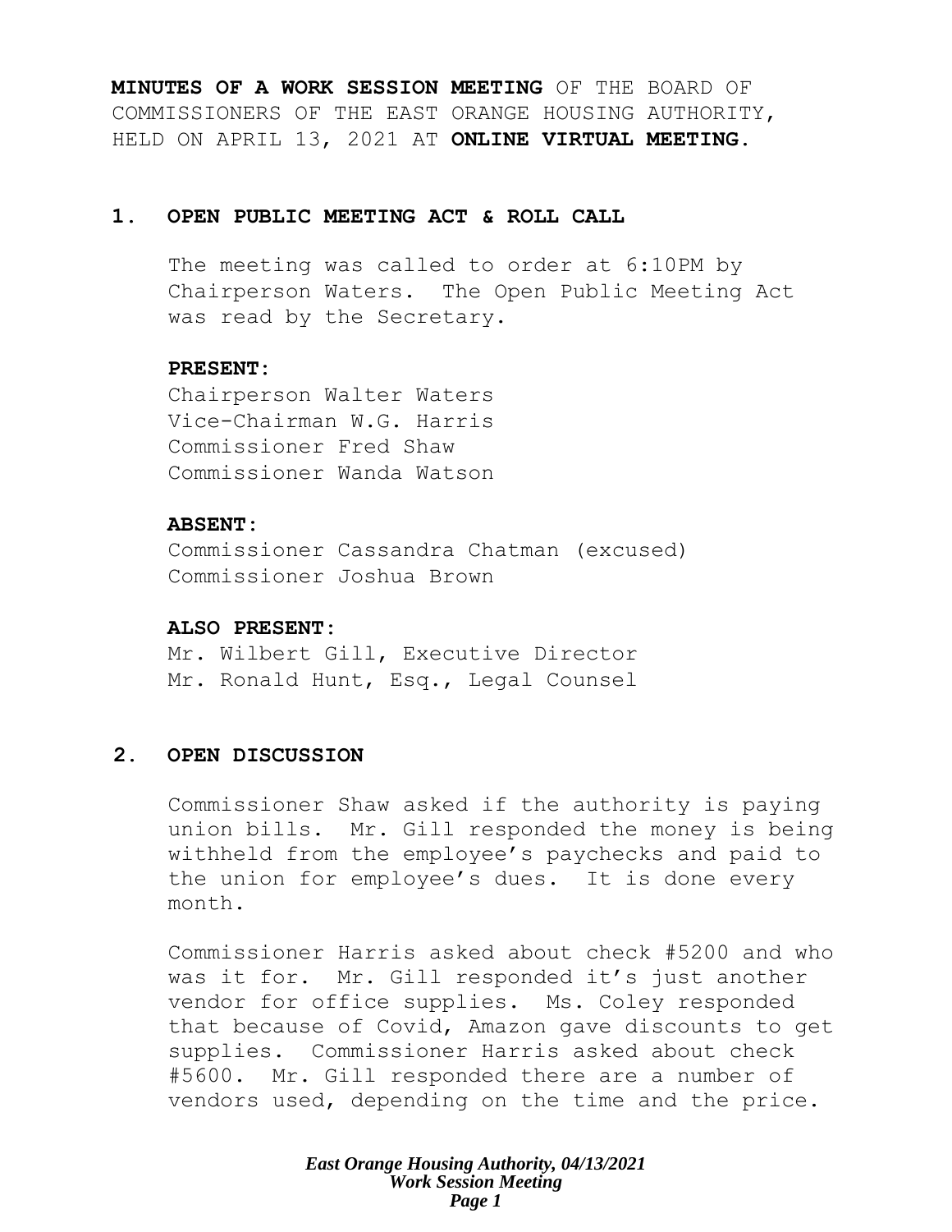**MINUTES OF A WORK SESSION MEETING** OF THE BOARD OF COMMISSIONERS OF THE EAST ORANGE HOUSING AUTHORITY, HELD ON APRIL 13, 2021 AT **ONLINE VIRTUAL MEETING.**

## 1. OPEN PUBLIC MEETING ACT & ROLL CALL

The meeting was called to order at 6:10PM by Chairperson Waters. The Open Public Meeting Act was read by the Secretary.

**PRESENT:**
Chairperson Walter Waters
Vice-Chairman W.G. Harris
Commissioner Fred Shaw
Commissioner Wanda Watson

**ABSENT:**
Commissioner Cassandra Chatman (excused)
Commissioner Joshua Brown

**ALSO PRESENT:**
Mr. Wilbert Gill, Executive Director
Mr. Ronald Hunt, Esq., Legal Counsel

## 2. OPEN DISCUSSION

Commissioner Shaw asked if the authority is paying union bills. Mr. Gill responded the money is being withheld from the employee's paychecks and paid to the union for employee's dues. It is done every month.

Commissioner Harris asked about check #5200 and who was it for. Mr. Gill responded it's just another vendor for office supplies. Ms. Coley responded that because of Covid, Amazon gave discounts to get supplies. Commissioner Harris asked about check #5600. Mr. Gill responded there are a number of vendors used, depending on the time and the price.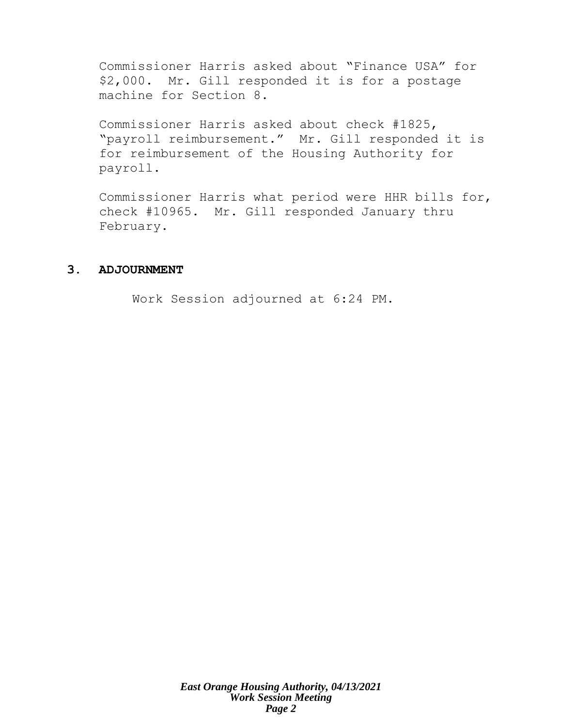Commissioner Harris asked about "Finance USA" for $2,000. Mr. Gill responded it is for a postage machine for Section 8.

Commissioner Harris asked about check #1825, "payroll reimbursement." Mr. Gill responded it is for reimbursement of the Housing Authority for payroll.

Commissioner Harris what period were HHR bills for, check #10965. Mr. Gill responded January thru February.

## 3. ADJOURNMENT

Work Session adjourned at 6:24 PM.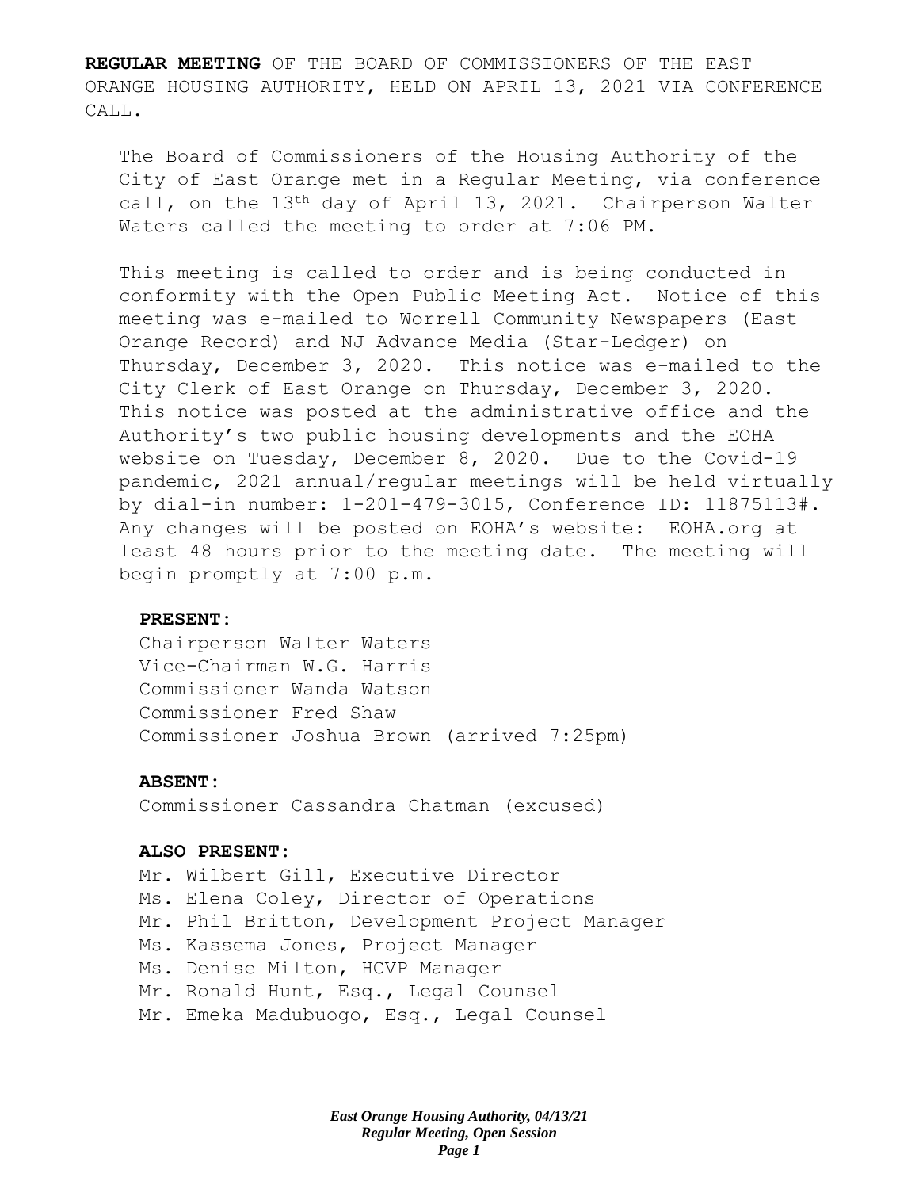**REGULAR MEETING** OF THE BOARD OF COMMISSIONERS OF THE EAST ORANGE HOUSING AUTHORITY, HELD ON APRIL 13, 2021 VIA CONFERENCE CALL.

The Board of Commissioners of the Housing Authority of the City of East Orange met in a Regular Meeting, via conference call, on the 13th day of April 13, 2021. Chairperson Walter Waters called the meeting to order at 7:06 PM.

This meeting is called to order and is being conducted in conformity with the Open Public Meeting Act. Notice of this meeting was e-mailed to Worrell Community Newspapers (East Orange Record) and NJ Advance Media (Star-Ledger) on Thursday, December 3, 2020. This notice was e-mailed to the City Clerk of East Orange on Thursday, December 3, 2020. This notice was posted at the administrative office and the Authority's two public housing developments and the EOHA website on Tuesday, December 8, 2020. Due to the Covid-19 pandemic, 2021 annual/regular meetings will be held virtually by dial-in number: 1-201-479-3015, Conference ID: 11875113#. Any changes will be posted on EOHA's website: EOHA.org at least 48 hours prior to the meeting date. The meeting will begin promptly at 7:00 p.m.

**PRESENT:**

Chairperson Walter Waters
Vice-Chairman W.G. Harris
Commissioner Wanda Watson
Commissioner Fred Shaw
Commissioner Joshua Brown (arrived 7:25pm)

**ABSENT:**

Commissioner Cassandra Chatman (excused)

**ALSO PRESENT:**

Mr. Wilbert Gill, Executive Director
Ms. Elena Coley, Director of Operations
Mr. Phil Britton, Development Project Manager
Ms. Kassema Jones, Project Manager
Ms. Denise Milton, HCVP Manager
Mr. Ronald Hunt, Esq., Legal Counsel
Mr. Emeka Madubuogo, Esq., Legal Counsel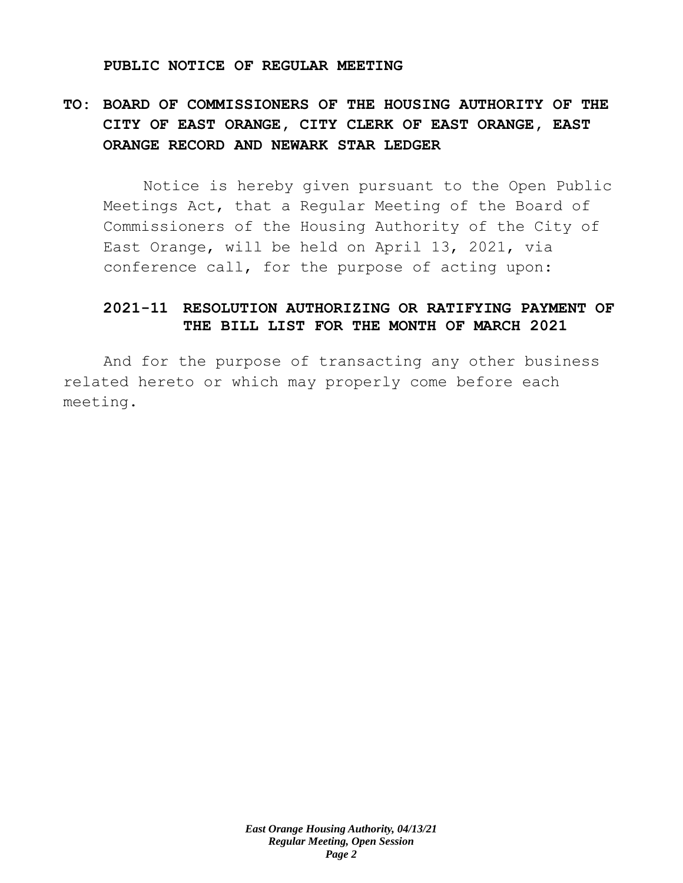**PUBLIC NOTICE OF REGULAR MEETING**

**TO: BOARD OF COMMISSIONERS OF THE HOUSING AUTHORITY OF THE CITY OF EAST ORANGE, CITY CLERK OF EAST ORANGE, EAST ORANGE RECORD AND NEWARK STAR LEDGER**

Notice is hereby given pursuant to the Open Public Meetings Act, that a Regular Meeting of the Board of Commissioners of the Housing Authority of the City of East Orange, will be held on April 13, 2021, via conference call, for the purpose of acting upon:

**2021-11 RESOLUTION AUTHORIZING OR RATIFYING PAYMENT OF THE BILL LIST FOR THE MONTH OF MARCH 2021**

And for the purpose of transacting any other business related hereto or which may properly come before each meeting.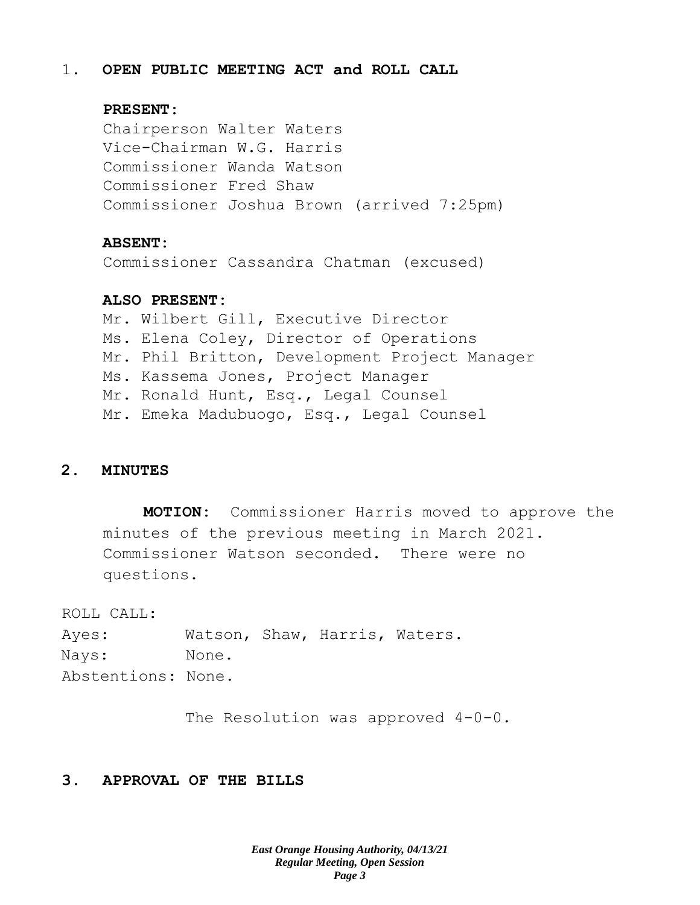## 1. OPEN PUBLIC MEETING ACT and ROLL CALL

**PRESENT:**

Chairperson Walter Waters
Vice-Chairman W.G. Harris
Commissioner Wanda Watson
Commissioner Fred Shaw
Commissioner Joshua Brown (arrived 7:25pm)

**ABSENT:**

Commissioner Cassandra Chatman (excused)

**ALSO PRESENT:**

Mr. Wilbert Gill, Executive Director
Ms. Elena Coley, Director of Operations
Mr. Phil Britton, Development Project Manager
Ms. Kassema Jones, Project Manager
Mr. Ronald Hunt, Esq., Legal Counsel
Mr. Emeka Madubuogo, Esq., Legal Counsel

## 2. MINUTES

**MOTION:** Commissioner Harris moved to approve the minutes of the previous meeting in March 2021. Commissioner Watson seconded. There were no questions.

ROLL CALL:
Ayes: Watson, Shaw, Harris, Waters.
Nays: None.
Abstentions: None.

The Resolution was approved 4-0-0.

## 3. APPROVAL OF THE BILLS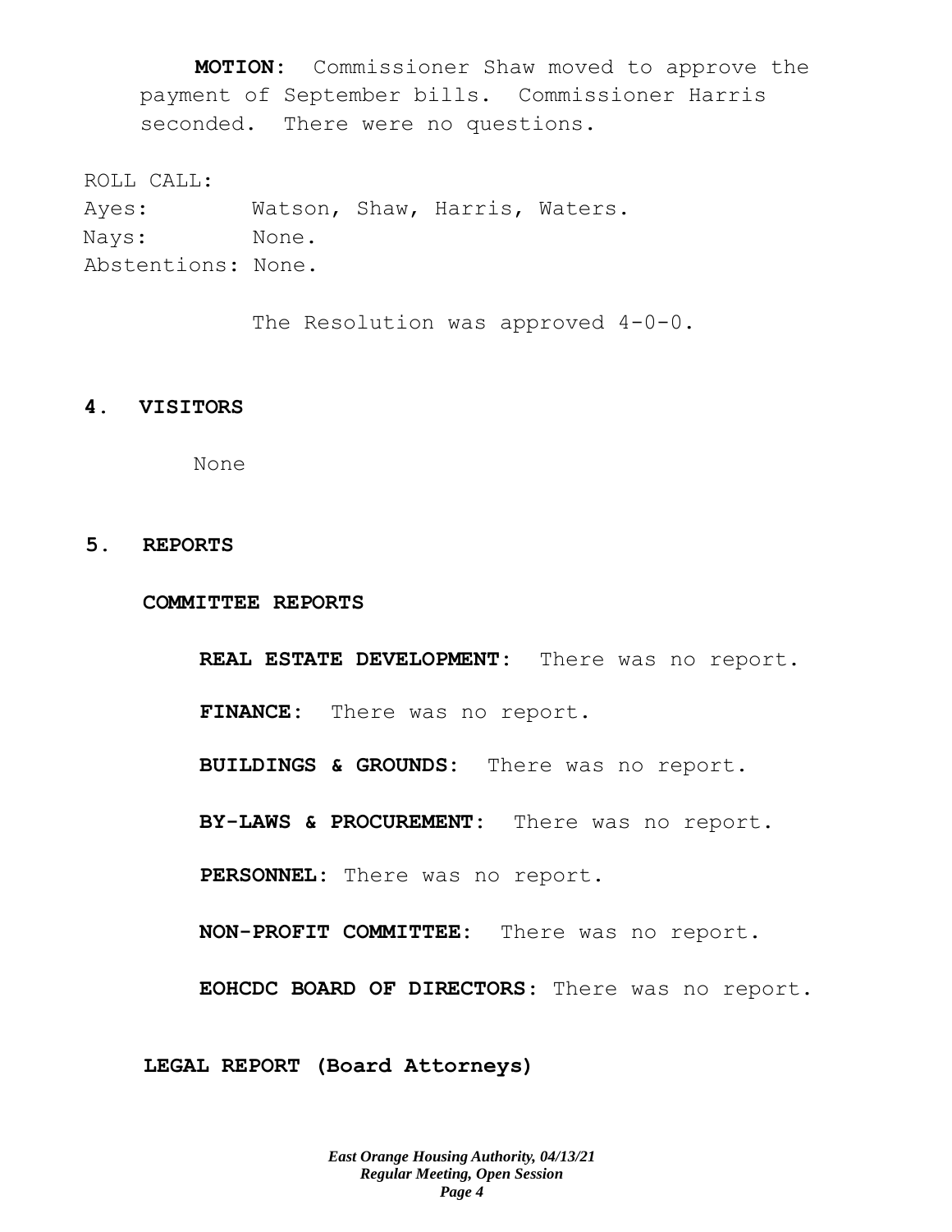**MOTION:** Commissioner Shaw moved to approve the payment of September bills. Commissioner Harris seconded. There were no questions.

ROLL CALL:
Ayes: Watson, Shaw, Harris, Waters.
Nays: None.
Abstentions: None.

The Resolution was approved 4-0-0.

## 4. VISITORS

None

## 5. REPORTS

### COMMITTEE REPORTS

**REAL ESTATE DEVELOPMENT:** There was no report.

**FINANCE:** There was no report.

**BUILDINGS & GROUNDS:** There was no report.

**BY-LAWS & PROCUREMENT:** There was no report.

**PERSONNEL:** There was no report.

**NON-PROFIT COMMITTEE:** There was no report.

**EOHCDC BOARD OF DIRECTORS:** There was no report.

### LEGAL REPORT (Board Attorneys)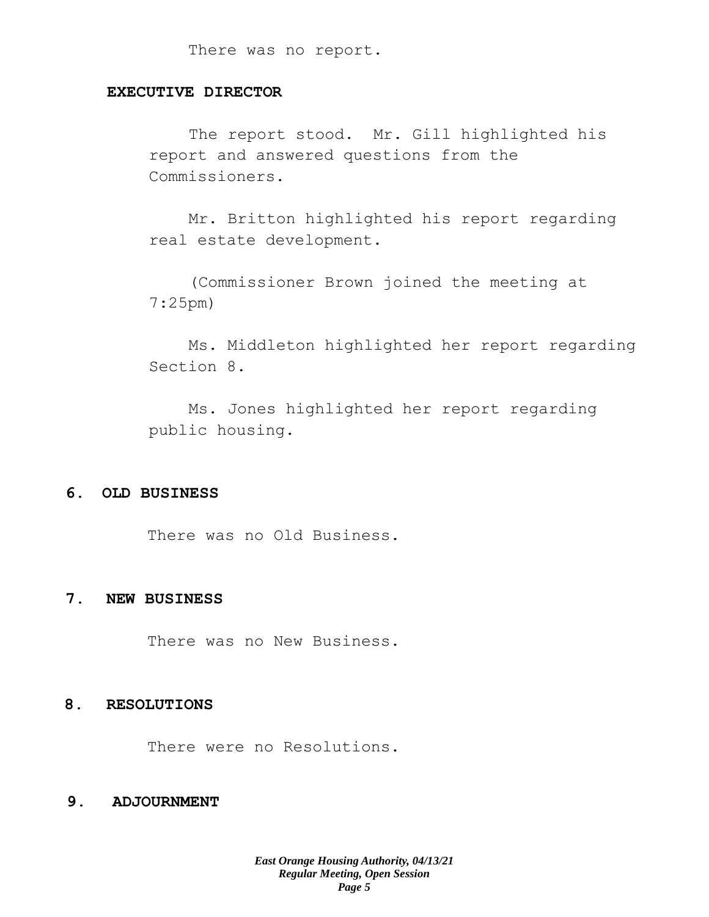There was no report.

**EXECUTIVE DIRECTOR**

The report stood. Mr. Gill highlighted his report and answered questions from the Commissioners.

Mr. Britton highlighted his report regarding real estate development.

(Commissioner Brown joined the meeting at 7:25pm)

Ms. Middleton highlighted her report regarding Section 8.

Ms. Jones highlighted her report regarding public housing.

## 6. OLD BUSINESS

There was no Old Business.

## 7. NEW BUSINESS

There was no New Business.

## 8. RESOLUTIONS

There were no Resolutions.

## 9. ADJOURNMENT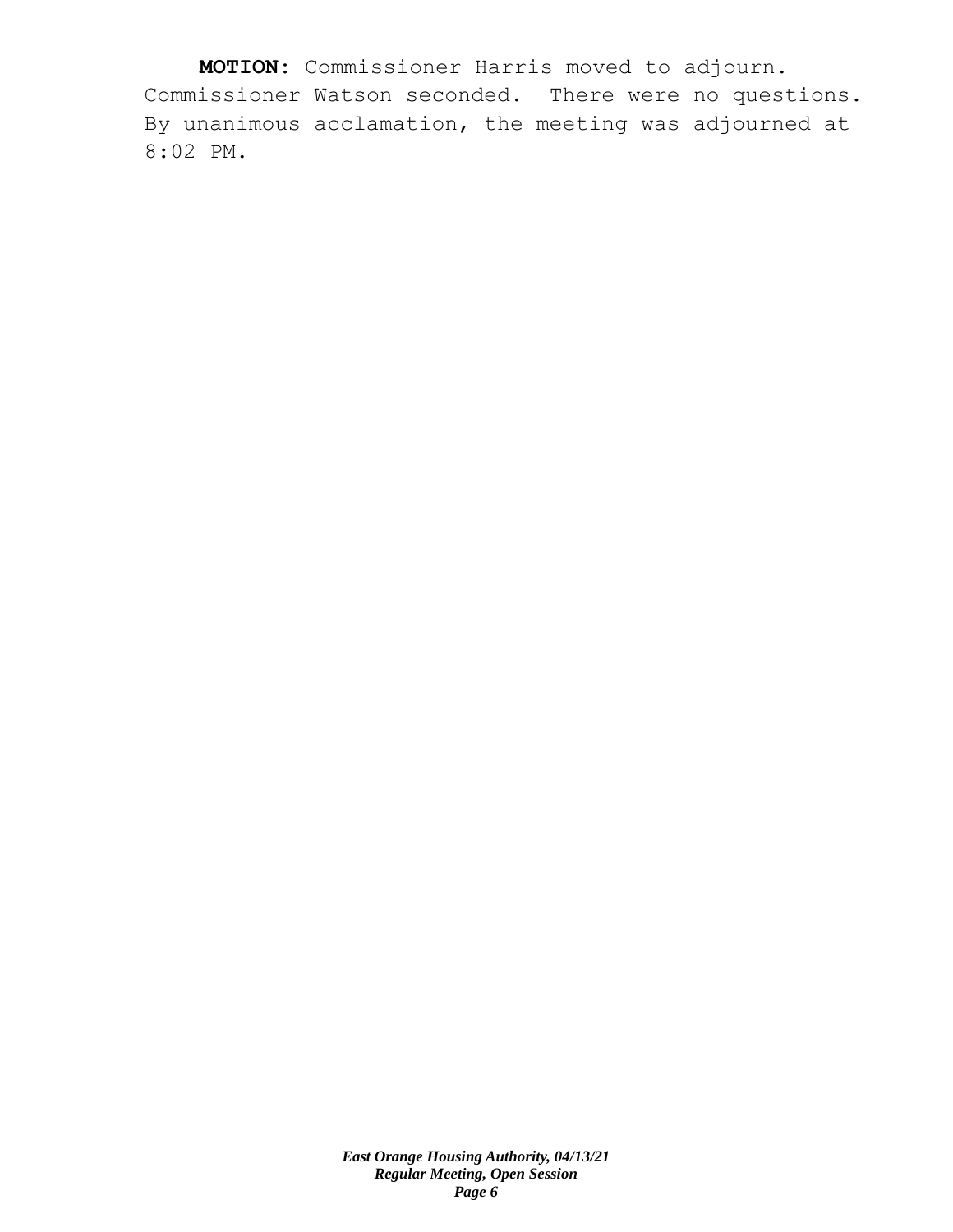**MOTION**: Commissioner Harris moved to adjourn. Commissioner Watson seconded. There were no questions. By unanimous acclamation, the meeting was adjourned at 8:02 PM.